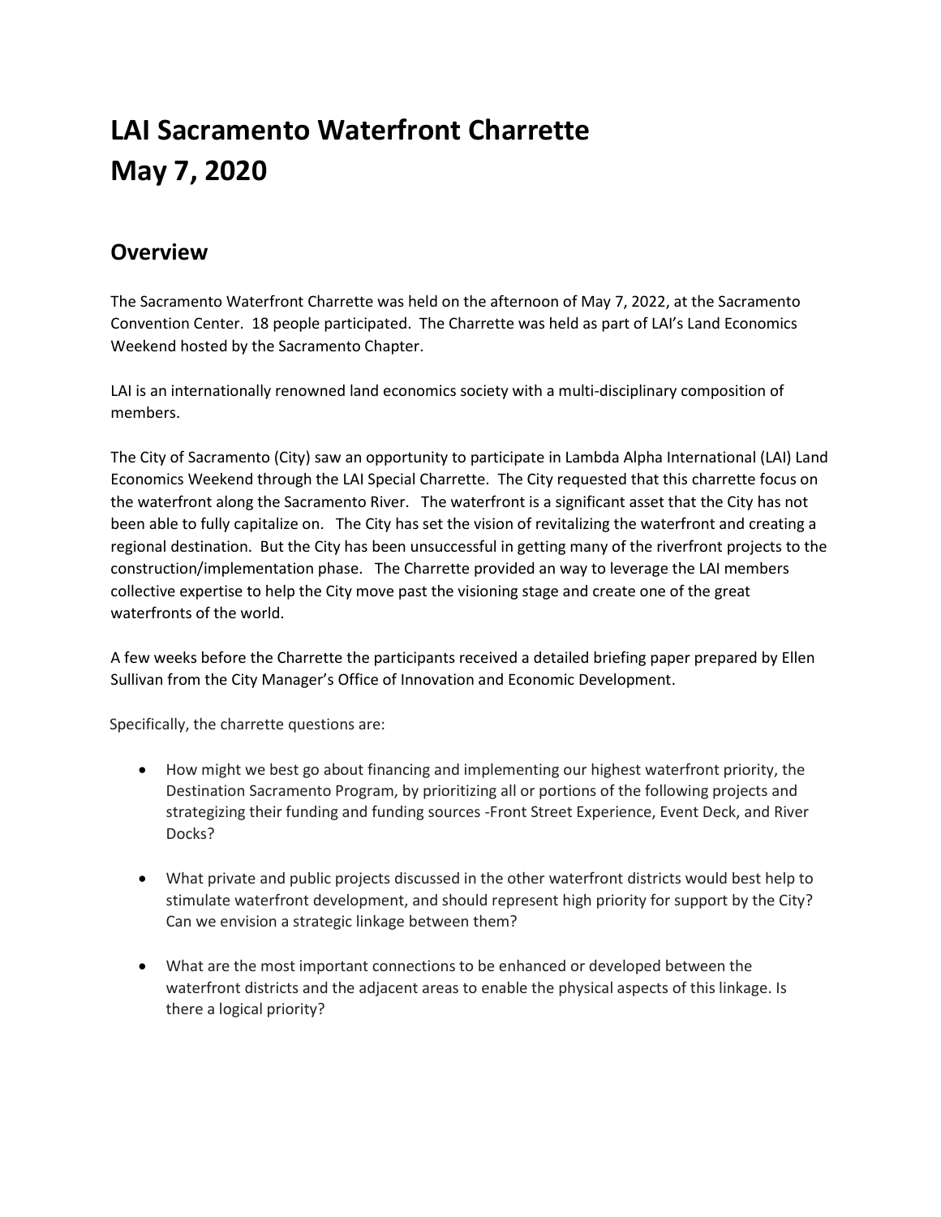# LAI Sacramento Waterfront Charrette
# May 7, 2020

## Overview

The Sacramento Waterfront Charrette was held on the afternoon of May 7, 2022, at the Sacramento Convention Center. 18 people participated. The Charrette was held as part of LAI's Land Economics Weekend hosted by the Sacramento Chapter.

LAI is an internationally renowned land economics society with a multi-disciplinary composition of members.

The City of Sacramento (City) saw an opportunity to participate in Lambda Alpha International (LAI) Land Economics Weekend through the LAI Special Charrette. The City requested that this charrette focus on the waterfront along the Sacramento River. The waterfront is a significant asset that the City has not been able to fully capitalize on. The City has set the vision of revitalizing the waterfront and creating a regional destination. But the City has been unsuccessful in getting many of the riverfront projects to the construction/implementation phase. The Charrette provided an way to leverage the LAI members collective expertise to help the City move past the visioning stage and create one of the great waterfronts of the world.

A few weeks before the Charrette the participants received a detailed briefing paper prepared by Ellen Sullivan from the City Manager's Office of Innovation and Economic Development.

Specifically, the charrette questions are:

- How might we best go about financing and implementing our highest waterfront priority, the Destination Sacramento Program, by prioritizing all or portions of the following projects and strategizing their funding and funding sources -Front Street Experience, Event Deck, and River Docks?
- What private and public projects discussed in the other waterfront districts would best help to stimulate waterfront development, and should represent high priority for support by the City? Can we envision a strategic linkage between them?
- What are the most important connections to be enhanced or developed between the waterfront districts and the adjacent areas to enable the physical aspects of this linkage. Is there a logical priority?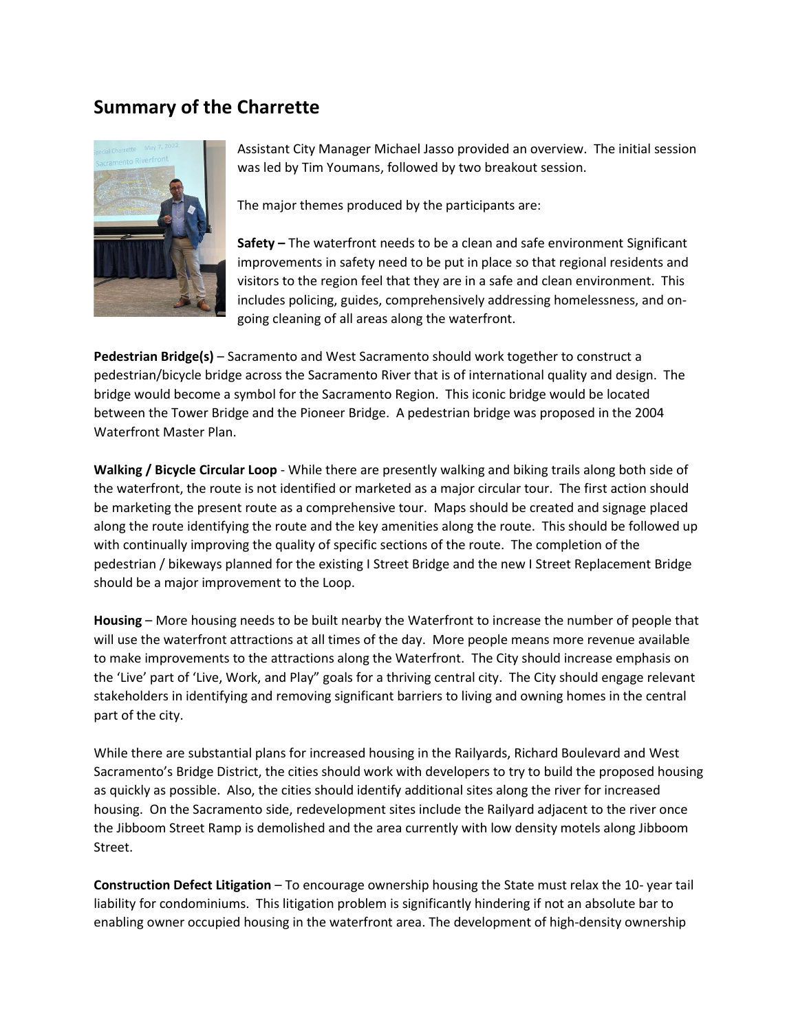## Summary of the Charrette

Assistant City Manager Michael Jasso provided an overview. The initial session was led by Tim Youmans, followed by two breakout session.

The major themes produced by the participants are:

**Safety –** The waterfront needs to be a clean and safe environment Significant improvements in safety need to be put in place so that regional residents and visitors to the region feel that they are in a safe and clean environment. This includes policing, guides, comprehensively addressing homelessness, and on-going cleaning of all areas along the waterfront.

**Pedestrian Bridge(s)** – Sacramento and West Sacramento should work together to construct a pedestrian/bicycle bridge across the Sacramento River that is of international quality and design. The bridge would become a symbol for the Sacramento Region. This iconic bridge would be located between the Tower Bridge and the Pioneer Bridge. A pedestrian bridge was proposed in the 2004 Waterfront Master Plan.

**Walking / Bicycle Circular Loop** - While there are presently walking and biking trails along both side of the waterfront, the route is not identified or marketed as a major circular tour. The first action should be marketing the present route as a comprehensive tour. Maps should be created and signage placed along the route identifying the route and the key amenities along the route. This should be followed up with continually improving the quality of specific sections of the route. The completion of the pedestrian / bikeways planned for the existing I Street Bridge and the new I Street Replacement Bridge should be a major improvement to the Loop.

**Housing** – More housing needs to be built nearby the Waterfront to increase the number of people that will use the waterfront attractions at all times of the day. More people means more revenue available to make improvements to the attractions along the Waterfront. The City should increase emphasis on the 'Live' part of 'Live, Work, and Play" goals for a thriving central city. The City should engage relevant stakeholders in identifying and removing significant barriers to living and owning homes in the central part of the city.

While there are substantial plans for increased housing in the Railyards, Richard Boulevard and West Sacramento's Bridge District, the cities should work with developers to try to build the proposed housing as quickly as possible. Also, the cities should identify additional sites along the river for increased housing. On the Sacramento side, redevelopment sites include the Railyard adjacent to the river once the Jibboom Street Ramp is demolished and the area currently with low density motels along Jibboom Street.

**Construction Defect Litigation** – To encourage ownership housing the State must relax the 10- year tail liability for condominiums. This litigation problem is significantly hindering if not an absolute bar to enabling owner occupied housing in the waterfront area. The development of high-density ownership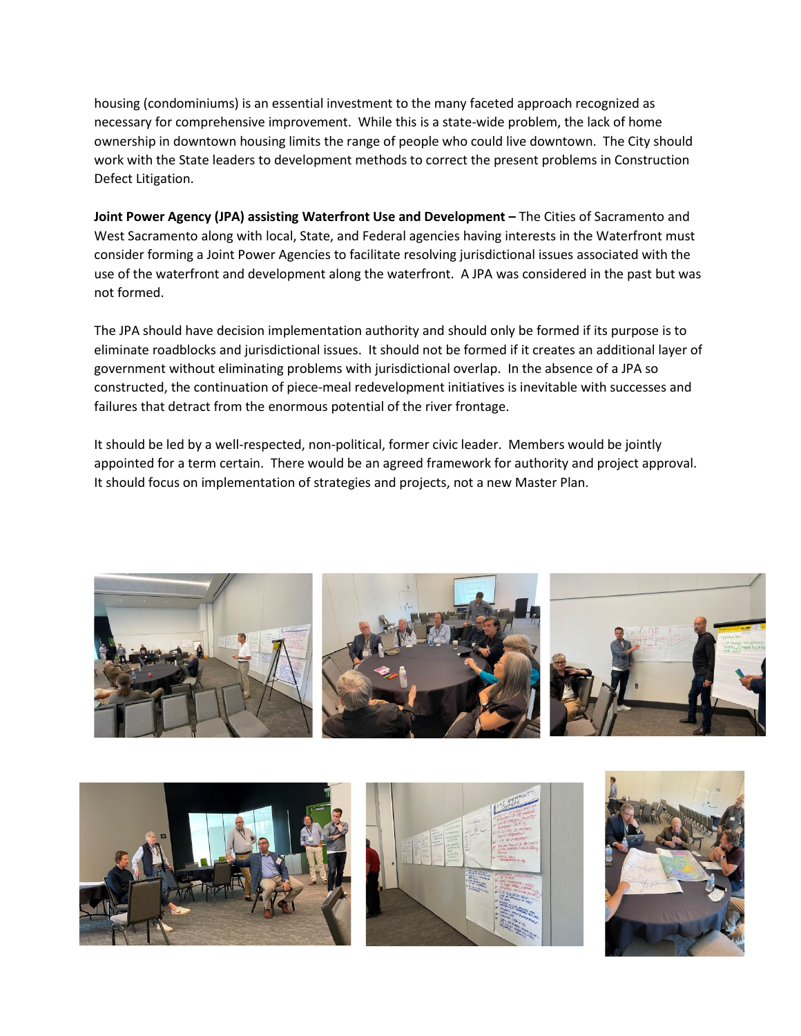housing (condominiums) is an essential investment to the many faceted approach recognized as necessary for comprehensive improvement. While this is a state-wide problem, the lack of home ownership in downtown housing limits the range of people who could live downtown. The City should work with the State leaders to development methods to correct the present problems in Construction Defect Litigation.

**Joint Power Agency (JPA) assisting Waterfront Use and Development –** The Cities of Sacramento and West Sacramento along with local, State, and Federal agencies having interests in the Waterfront must consider forming a Joint Power Agencies to facilitate resolving jurisdictional issues associated with the use of the waterfront and development along the waterfront. A JPA was considered in the past but was not formed.

The JPA should have decision implementation authority and should only be formed if its purpose is to eliminate roadblocks and jurisdictional issues. It should not be formed if it creates an additional layer of government without eliminating problems with jurisdictional overlap. In the absence of a JPA so constructed, the continuation of piece-meal redevelopment initiatives is inevitable with successes and failures that detract from the enormous potential of the river frontage.

It should be led by a well-respected, non-political, former civic leader. Members would be jointly appointed for a term certain. There would be an agreed framework for authority and project approval. It should focus on implementation of strategies and projects, not a new Master Plan.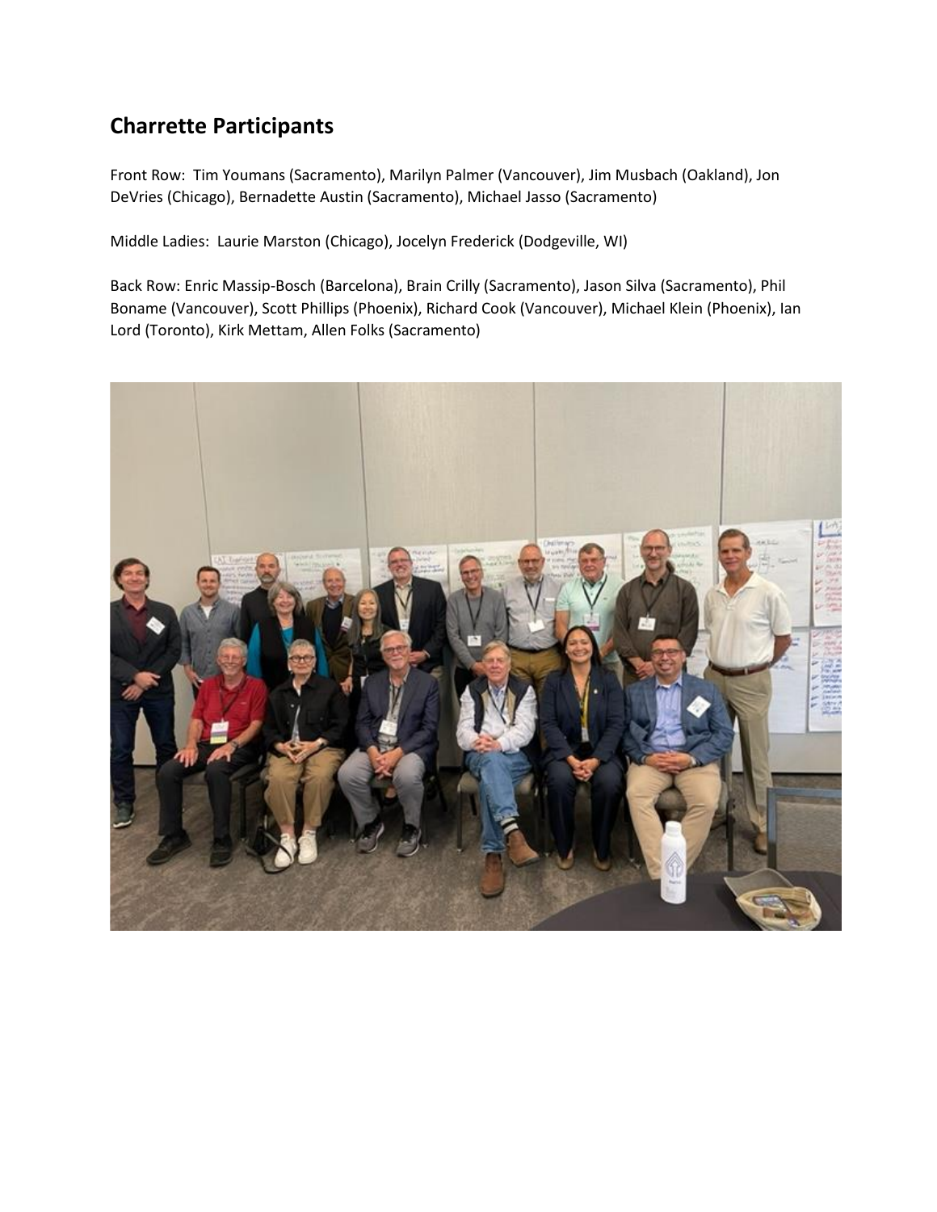## Charrette Participants

Front Row: Tim Youmans (Sacramento), Marilyn Palmer (Vancouver), Jim Musbach (Oakland), Jon DeVries (Chicago), Bernadette Austin (Sacramento), Michael Jasso (Sacramento)

Middle Ladies: Laurie Marston (Chicago), Jocelyn Frederick (Dodgeville, WI)

Back Row: Enric Massip-Bosch (Barcelona), Brain Crilly (Sacramento), Jason Silva (Sacramento), Phil Boname (Vancouver), Scott Phillips (Phoenix), Richard Cook (Vancouver), Michael Klein (Phoenix), Ian Lord (Toronto), Kirk Mettam, Allen Folks (Sacramento)